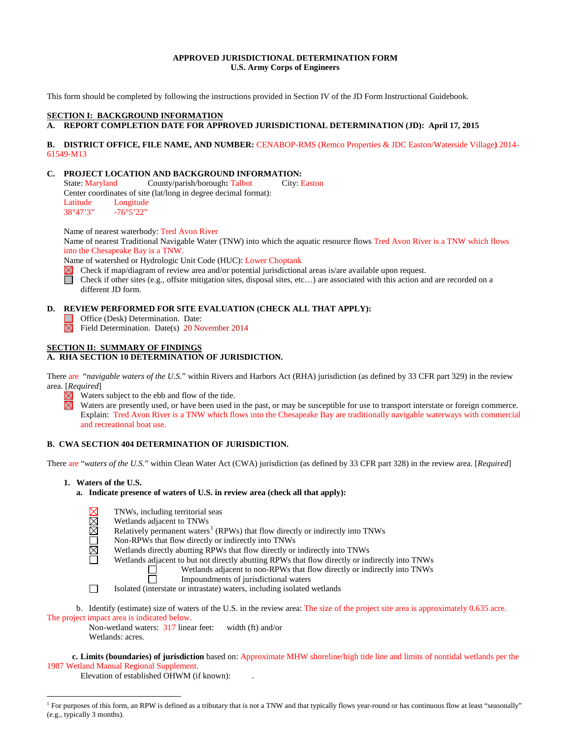**APPROVED JURISDICTIONAL DETERMINATION FORM**
**U.S. Army Corps of Engineers**

This form should be completed by following the instructions provided in Section IV of the JD Form Instructional Guidebook.

## SECTION I: BACKGROUND INFORMATION

**A. REPORT COMPLETION DATE FOR APPROVED JURISDICTIONAL DETERMINATION (JD): April 17, 2015**

**B. DISTRICT OFFICE, FILE NAME, AND NUMBER:** CENABOP-RMS (Remco Properties & JDC Easton/Waterside Village**)** 2014-61549-M13

**C. PROJECT LOCATION AND BACKGROUND INFORMATION:**

State: Maryland County/parish/borough**:** Talbot City: Easton
Center coordinates of site (lat/long in degree decimal format):

| Latitude | Longitude |
|---|---|
| 38°47'3" | -76°5'22" |

Name of nearest waterbody: Tred Avon River
Name of nearest Traditional Navigable Water (TNW) into which the aquatic resource flows Tred Avon River is a TNW which flows into the Chesapeake Bay is a TNW.
Name of watershed or Hydrologic Unit Code (HUC): Lower Choptank

- ☒ Check if map/diagram of review area and/or potential jurisdictional areas is/are available upon request.
- ☐ Check if other sites (e.g., offsite mitigation sites, disposal sites, etc…) are associated with this action and are recorded on a different JD form.

**D. REVIEW PERFORMED FOR SITE EVALUATION (CHECK ALL THAT APPLY):**

- ☐ Office (Desk) Determination. Date:
- ☒ Field Determination. Date(s) 20 November 2014

## SECTION II: SUMMARY OF FINDINGS

**A. RHA SECTION 10 DETERMINATION OF JURISDICTION.**

There are "*navigable waters of the U.S.*" within Rivers and Harbors Act (RHA) jurisdiction (as defined by 33 CFR part 329) in the review area. [*Required*]

- ☒ Waters subject to the ebb and flow of the tide.
- ☒ Waters are presently used, or have been used in the past, or may be susceptible for use to transport interstate or foreign commerce. Explain: Tred Avon River is a TNW which flows into the Chesapeake Bay are traditionally navigable waterways with commercial and recreational boat use.

**B. CWA SECTION 404 DETERMINATION OF JURISDICTION.**

There are "*waters of the U.S.*" within Clean Water Act (CWA) jurisdiction (as defined by 33 CFR part 328) in the review area. [*Required*]

**1. Waters of the U.S.**

**a. Indicate presence of waters of U.S. in review area (check all that apply):**

- ☒ TNWs, including territorial seas
- ☒ Wetlands adjacent to TNWs
- ☒ Relatively permanent waters[1] (RPWs) that flow directly or indirectly into TNWs
- ☐ Non-RPWs that flow directly or indirectly into TNWs
- ☒ Wetlands directly abutting RPWs that flow directly or indirectly into TNWs
- ☐ Wetlands adjacent to but not directly abutting RPWs that flow directly or indirectly into TNWs
  - ☐ Wetlands adjacent to non-RPWs that flow directly or indirectly into TNWs
  - ☐ Impoundments of jurisdictional waters
- ☐ Isolated (interstate or intrastate) waters, including isolated wetlands

b. Identify (estimate) size of waters of the U.S. in the review area: The size of the project site area is approximately 0.635 acre. The project impact area is indicated below.

Non-wetland waters: 317 linear feet: width (ft) and/or
Wetlands: acres.

**c. Limits (boundaries) of jurisdiction** based on: Approximate MHW shoreline/high tide line and limits of nontidal wetlands per the 1987 Wetland Manual Regional Supplement.

Elevation of established OHWM (if known): .

---

[1] For purposes of this form, an RPW is defined as a tributary that is not a TNW and that typically flows year-round or has continuous flow at least "seasonally" (e.g., typically 3 months).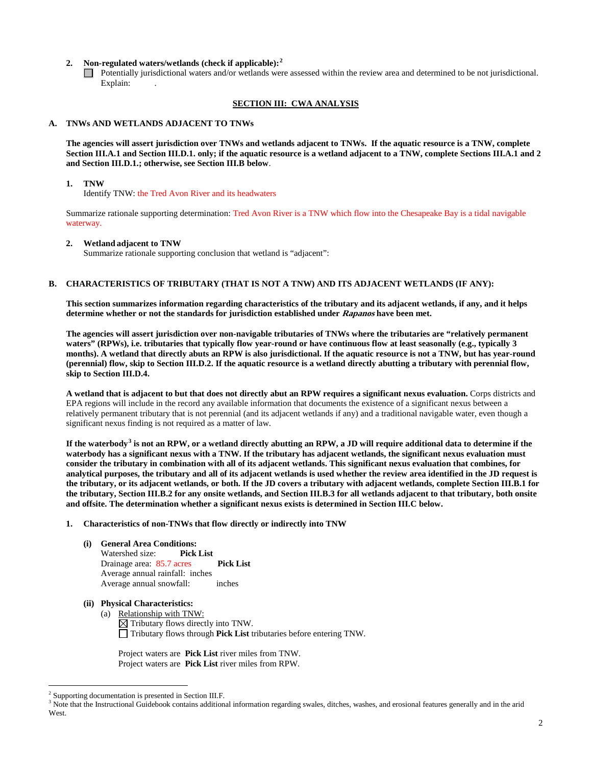**2. Non-regulated waters/wetlands (check if applicable):**[2]

☐ Potentially jurisdictional waters and/or wetlands were assessed within the review area and determined to be not jurisdictional. Explain: .

## SECTION III: CWA ANALYSIS

### A. TNWs AND WETLANDS ADJACENT TO TNWs

**The agencies will assert jurisdiction over TNWs and wetlands adjacent to TNWs. If the aquatic resource is a TNW, complete Section III.A.1 and Section III.D.1. only; if the aquatic resource is a wetland adjacent to a TNW, complete Sections III.A.1 and 2 and Section III.D.1.; otherwise, see Section III.B below.**

**1. TNW**

Identify TNW: the Tred Avon River and its headwaters

Summarize rationale supporting determination: Tred Avon River is a TNW which flow into the Chesapeake Bay is a tidal navigable waterway.

**2. Wetland adjacent to TNW**

Summarize rationale supporting conclusion that wetland is "adjacent":

### B. CHARACTERISTICS OF TRIBUTARY (THAT IS NOT A TNW) AND ITS ADJACENT WETLANDS (IF ANY):

**This section summarizes information regarding characteristics of the tributary and its adjacent wetlands, if any, and it helps determine whether or not the standards for jurisdiction established under *Rapanos* have been met.**

**The agencies will assert jurisdiction over non-navigable tributaries of TNWs where the tributaries are "relatively permanent waters" (RPWs), i.e. tributaries that typically flow year-round or have continuous flow at least seasonally (e.g., typically 3 months). A wetland that directly abuts an RPW is also jurisdictional. If the aquatic resource is not a TNW, but has year-round (perennial) flow, skip to Section III.D.2. If the aquatic resource is a wetland directly abutting a tributary with perennial flow, skip to Section III.D.4.**

**A wetland that is adjacent to but that does not directly abut an RPW requires a significant nexus evaluation.** Corps districts and EPA regions will include in the record any available information that documents the existence of a significant nexus between a relatively permanent tributary that is not perennial (and its adjacent wetlands if any) and a traditional navigable water, even though a significant nexus finding is not required as a matter of law.

**If the waterbody[3] is not an RPW, or a wetland directly abutting an RPW, a JD will require additional data to determine if the waterbody has a significant nexus with a TNW. If the tributary has adjacent wetlands, the significant nexus evaluation must consider the tributary in combination with all of its adjacent wetlands. This significant nexus evaluation that combines, for analytical purposes, the tributary and all of its adjacent wetlands is used whether the review area identified in the JD request is the tributary, or its adjacent wetlands, or both. If the JD covers a tributary with adjacent wetlands, complete Section III.B.1 for the tributary, Section III.B.2 for any onsite wetlands, and Section III.B.3 for all wetlands adjacent to that tributary, both onsite and offsite. The determination whether a significant nexus exists is determined in Section III.C below.**

**1. Characteristics of non-TNWs that flow directly or indirectly into TNW**

**(i) General Area Conditions:**

Watershed size: **Pick List**
Drainage area: 85.7 acres **Pick List**
Average annual rainfall: inches
Average annual snowfall: inches

**(ii) Physical Characteristics:**

(a) Relationship with TNW:

☒ Tributary flows directly into TNW.
☐ Tributary flows through **Pick List** tributaries before entering TNW.

Project waters are **Pick List** river miles from TNW.
Project waters are **Pick List** river miles from RPW.

---

[2] Supporting documentation is presented in Section III.F.
[3] Note that the Instructional Guidebook contains additional information regarding swales, ditches, washes, and erosional features generally and in the arid West.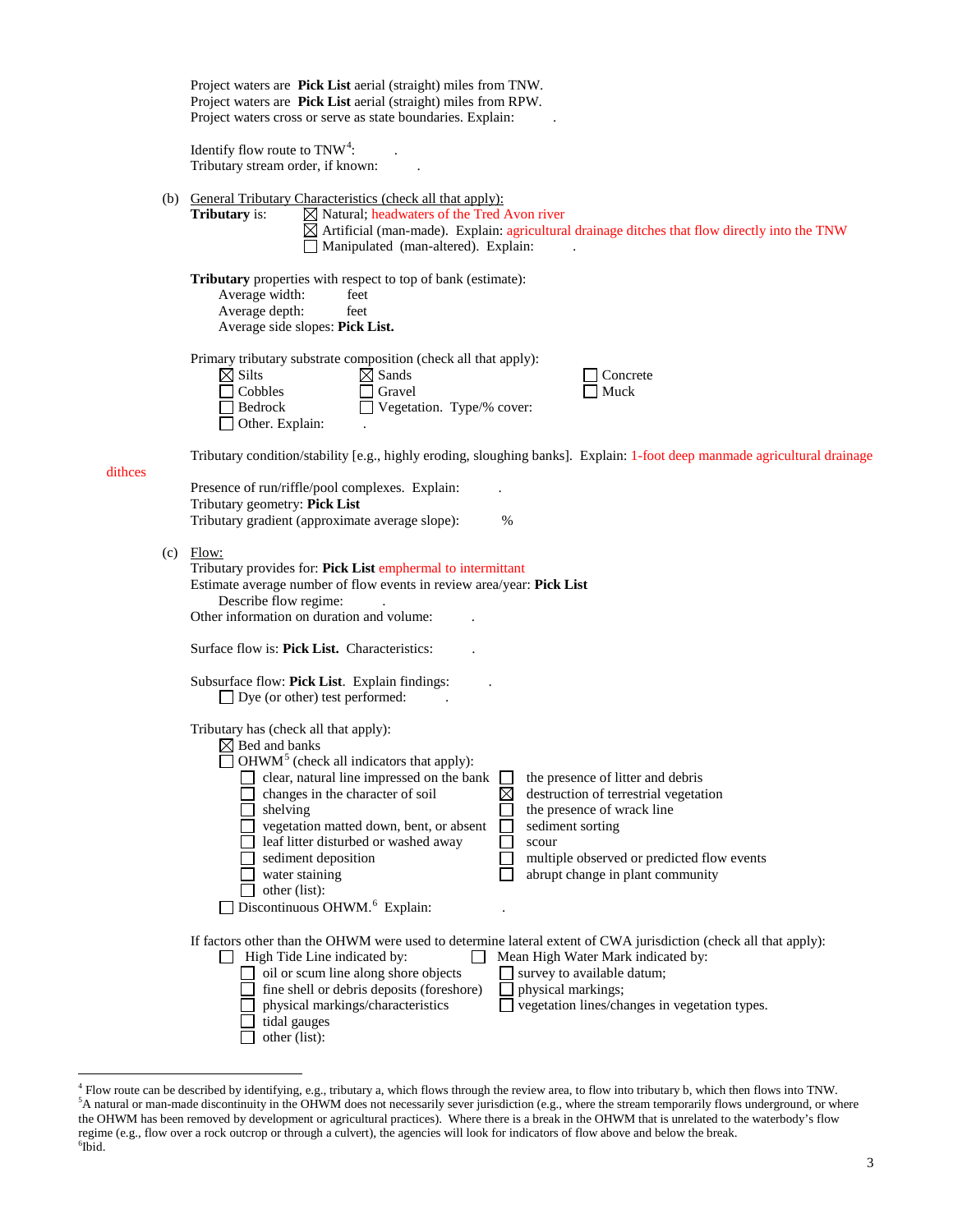Project waters are **Pick List** aerial (straight) miles from TNW.
Project waters are **Pick List** aerial (straight) miles from RPW.
Project waters cross or serve as state boundaries. Explain: .

Identify flow route to TNW[4]: .
Tributary stream order, if known: .

(b) General Tributary Characteristics (check all that apply):

**Tributary** is:
- ☒ Natural; headwaters of the Tred Avon river
- ☒ Artificial (man-made). Explain: agricultural drainage ditches that flow directly into the TNW
- ☐ Manipulated (man-altered). Explain: .

**Tributary** properties with respect to top of bank (estimate):
- Average width: feet
- Average depth: feet
- Average side slopes: **Pick List.**

Primary tributary substrate composition (check all that apply):

| | | |
|---|---|---|
| ☒ Silts | ☒ Sands | ☐ Concrete |
| ☐ Cobbles | ☐ Gravel | ☐ Muck |
| ☐ Bedrock | ☐ Vegetation. Type/% cover: | |
| ☐ Other. Explain: . | | |

Tributary condition/stability [e.g., highly eroding, sloughing banks]. Explain: 1-foot deep manmade agricultural drainage dithces

Presence of run/riffle/pool complexes. Explain: .
Tributary geometry: **Pick List**
Tributary gradient (approximate average slope): %

(c) Flow:

Tributary provides for: **Pick List** emphermal to intermittant
Estimate average number of flow events in review area/year: **Pick List**
Describe flow regime: .
Other information on duration and volume: .

Surface flow is: **Pick List.** Characteristics: .

Subsurface flow: **Pick List**. Explain findings: .
☐ Dye (or other) test performed: .

Tributary has (check all that apply):
- ☒ Bed and banks
- ☐ OHWM[5] (check all indicators that apply):

| | |
|---|---|
| ☐ clear, natural line impressed on the bank | ☐ the presence of litter and debris |
| ☐ changes in the character of soil | ☒ destruction of terrestrial vegetation |
| ☐ shelving | ☐ the presence of wrack line |
| ☐ vegetation matted down, bent, or absent | ☐ sediment sorting |
| ☐ leaf litter disturbed or washed away | ☐ scour |
| ☐ sediment deposition | ☐ multiple observed or predicted flow events |
| ☐ water staining | ☐ abrupt change in plant community |
| ☐ other (list): | |

- ☐ Discontinuous OHWM.[6] Explain: .

If factors other than the OHWM were used to determine lateral extent of CWA jurisdiction (check all that apply):

| | |
|---|---|
| ☐ High Tide Line indicated by: | ☐ Mean High Water Mark indicated by: |
| ☐ oil or scum line along shore objects | ☐ survey to available datum; |
| ☐ fine shell or debris deposits (foreshore) | ☐ physical markings; |
| ☐ physical markings/characteristics | ☐ vegetation lines/changes in vegetation types. |
| ☐ tidal gauges | |
| ☐ other (list): | |

---

[4] Flow route can be described by identifying, e.g., tributary a, which flows through the review area, to flow into tributary b, which then flows into TNW.
[5] A natural or man-made discontinuity in the OHWM does not necessarily sever jurisdiction (e.g., where the stream temporarily flows underground, or where the OHWM has been removed by development or agricultural practices). Where there is a break in the OHWM that is unrelated to the waterbody's flow regime (e.g., flow over a rock outcrop or through a culvert), the agencies will look for indicators of flow above and below the break.
[6] Ibid.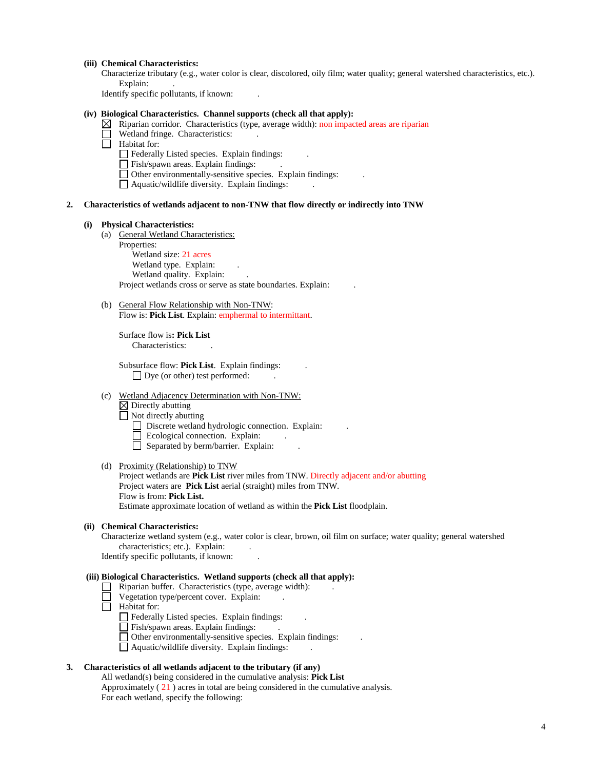**(iii) Chemical Characteristics:**

Characterize tributary (e.g., water color is clear, discolored, oily film; water quality; general watershed characteristics, etc.). Explain: .

Identify specific pollutants, if known: .

**(iv) Biological Characteristics. Channel supports (check all that apply):**

- ☒ Riparian corridor. Characteristics (type, average width): non impacted areas are riparian
- ☐ Wetland fringe. Characteristics: .
- ☐ Habitat for:
  - ☐ Federally Listed species. Explain findings: .
  - ☐ Fish/spawn areas. Explain findings: .
  - ☐ Other environmentally-sensitive species. Explain findings: .
  - ☐ Aquatic/wildlife diversity. Explain findings: .

**2. Characteristics of wetlands adjacent to non-TNW that flow directly or indirectly into TNW**

**(i) Physical Characteristics:**

(a) General Wetland Characteristics:

Properties:

Wetland size: 21 acres

Wetland type. Explain: .

Wetland quality. Explain: .

Project wetlands cross or serve as state boundaries. Explain: .

(b) General Flow Relationship with Non-TNW:

Flow is: **Pick List**. Explain: emphermal to intermittant.

Surface flow is**: Pick List**

Characteristics: .

Subsurface flow: **Pick List**. Explain findings: .

- ☐ Dye (or other) test performed: .

(c) Wetland Adjacency Determination with Non-TNW:

- ☒ Directly abutting
- ☐ Not directly abutting
  - ☐ Discrete wetland hydrologic connection. Explain: .
  - ☐ Ecological connection. Explain: .
  - ☐ Separated by berm/barrier. Explain: .

(d) Proximity (Relationship) to TNW

Project wetlands are **Pick List** river miles from TNW. Directly adjacent and/or abutting

Project waters are **Pick List** aerial (straight) miles from TNW.

Flow is from: **Pick List.**

Estimate approximate location of wetland as within the **Pick List** floodplain.

**(ii) Chemical Characteristics:**

Characterize wetland system (e.g., water color is clear, brown, oil film on surface; water quality; general watershed characteristics; etc.). Explain: .

Identify specific pollutants, if known: .

**(iii) Biological Characteristics. Wetland supports (check all that apply):**

- ☐ Riparian buffer. Characteristics (type, average width): .
- ☐ Vegetation type/percent cover. Explain: .
- ☐ Habitat for:
  - ☐ Federally Listed species. Explain findings: .
  - ☐ Fish/spawn areas. Explain findings: .
  - ☐ Other environmentally-sensitive species. Explain findings: .
  - ☐ Aquatic/wildlife diversity. Explain findings: .

**3. Characteristics of all wetlands adjacent to the tributary (if any)**

All wetland(s) being considered in the cumulative analysis: **Pick List**

Approximately ( 21 ) acres in total are being considered in the cumulative analysis.

For each wetland, specify the following: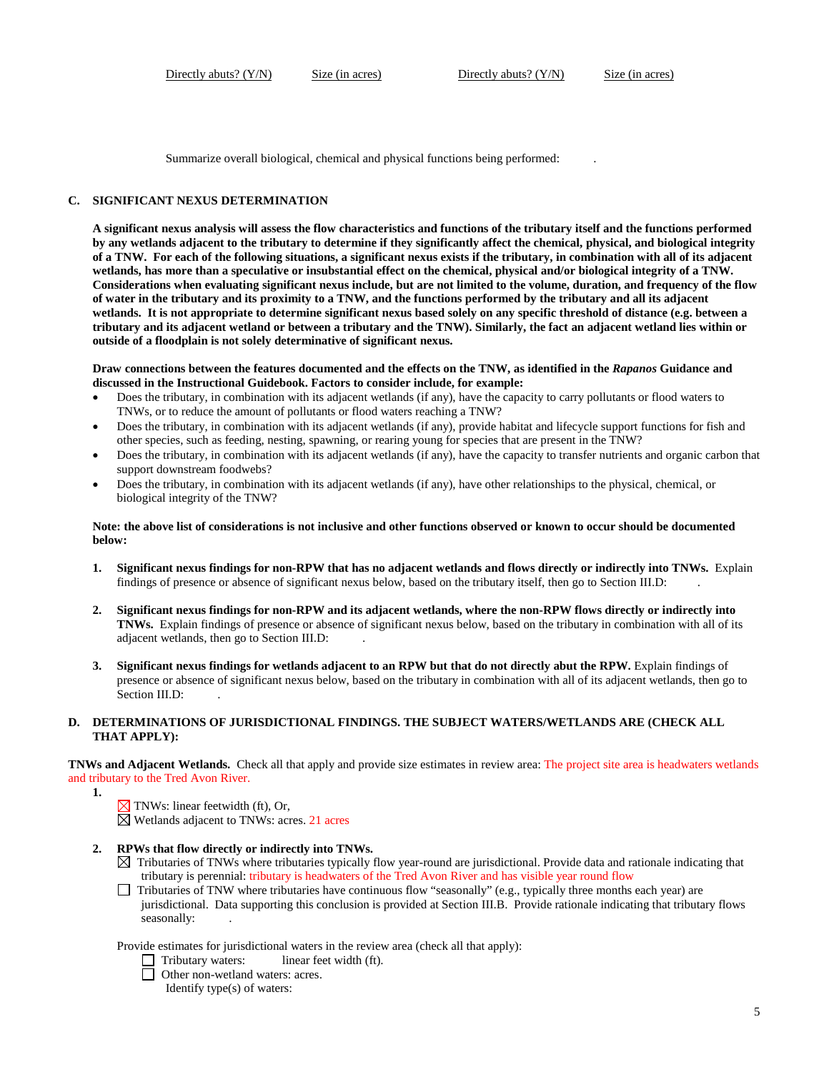| Directly abuts? (Y/N) | Size (in acres) | Directly abuts? (Y/N) | Size (in acres) |
|---|---|---|---|

Summarize overall biological, chemical and physical functions being performed: .

## C. SIGNIFICANT NEXUS DETERMINATION

**A significant nexus analysis will assess the flow characteristics and functions of the tributary itself and the functions performed by any wetlands adjacent to the tributary to determine if they significantly affect the chemical, physical, and biological integrity of a TNW. For each of the following situations, a significant nexus exists if the tributary, in combination with all of its adjacent wetlands, has more than a speculative or insubstantial effect on the chemical, physical and/or biological integrity of a TNW. Considerations when evaluating significant nexus include, but are not limited to the volume, duration, and frequency of the flow of water in the tributary and its proximity to a TNW, and the functions performed by the tributary and all its adjacent wetlands. It is not appropriate to determine significant nexus based solely on any specific threshold of distance (e.g. between a tributary and its adjacent wetland or between a tributary and the TNW). Similarly, the fact an adjacent wetland lies within or outside of a floodplain is not solely determinative of significant nexus.**

**Draw connections between the features documented and the effects on the TNW, as identified in the *Rapanos* Guidance and discussed in the Instructional Guidebook. Factors to consider include, for example:**

- Does the tributary, in combination with its adjacent wetlands (if any), have the capacity to carry pollutants or flood waters to TNWs, or to reduce the amount of pollutants or flood waters reaching a TNW?
- Does the tributary, in combination with its adjacent wetlands (if any), provide habitat and lifecycle support functions for fish and other species, such as feeding, nesting, spawning, or rearing young for species that are present in the TNW?
- Does the tributary, in combination with its adjacent wetlands (if any), have the capacity to transfer nutrients and organic carbon that support downstream foodwebs?
- Does the tributary, in combination with its adjacent wetlands (if any), have other relationships to the physical, chemical, or biological integrity of the TNW?

**Note: the above list of considerations is not inclusive and other functions observed or known to occur should be documented below:**

1. **Significant nexus findings for non-RPW that has no adjacent wetlands and flows directly or indirectly into TNWs.** Explain findings of presence or absence of significant nexus below, based on the tributary itself, then go to Section III.D: .

2. **Significant nexus findings for non-RPW and its adjacent wetlands, where the non-RPW flows directly or indirectly into TNWs.** Explain findings of presence or absence of significant nexus below, based on the tributary in combination with all of its adjacent wetlands, then go to Section III.D: .

3. **Significant nexus findings for wetlands adjacent to an RPW but that do not directly abut the RPW.** Explain findings of presence or absence of significant nexus below, based on the tributary in combination with all of its adjacent wetlands, then go to Section III.D: .

## D. DETERMINATIONS OF JURISDICTIONAL FINDINGS. THE SUBJECT WATERS/WETLANDS ARE (CHECK ALL THAT APPLY):

**TNWs and Adjacent Wetlands.** Check all that apply and provide size estimates in review area: The project site area is headwaters wetlands and tributary to the Tred Avon River.

1. ☒ TNWs: linear feetwidth (ft), Or,
   ☒ Wetlands adjacent to TNWs: acres. 21 acres

2. **RPWs that flow directly or indirectly into TNWs.**
   ☒ Tributaries of TNWs where tributaries typically flow year-round are jurisdictional. Provide data and rationale indicating that tributary is perennial: tributary is headwaters of the Tred Avon River and has visible year round flow
   ☐ Tributaries of TNW where tributaries have continuous flow "seasonally" (e.g., typically three months each year) are jurisdictional. Data supporting this conclusion is provided at Section III.B. Provide rationale indicating that tributary flows seasonally: .

   Provide estimates for jurisdictional waters in the review area (check all that apply):
   ☐ Tributary waters: linear feet width (ft).
   ☐ Other non-wetland waters: acres.
   Identify type(s) of waters: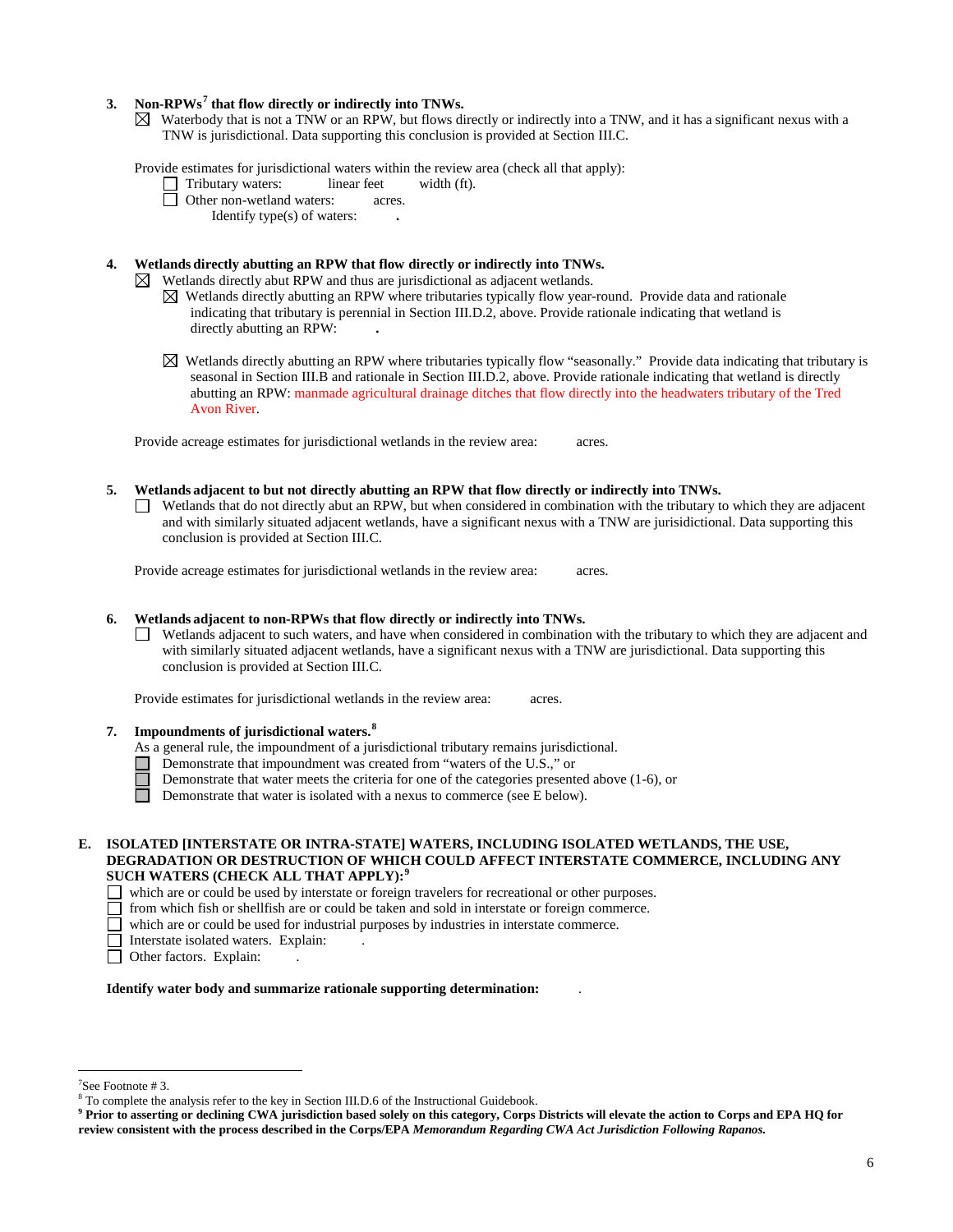3. **Non-RPWs[7] that flow directly or indirectly into TNWs.**

☒ Waterbody that is not a TNW or an RPW, but flows directly or indirectly into a TNW, and it has a significant nexus with a TNW is jurisdictional. Data supporting this conclusion is provided at Section III.C.

Provide estimates for jurisdictional waters within the review area (check all that apply):

☐ Tributary waters: linear feet width (ft).

☐ Other non-wetland waters: acres.

Identify type(s) of waters: .

4. **Wetlands directly abutting an RPW that flow directly or indirectly into TNWs.**

☒ Wetlands directly abut RPW and thus are jurisdictional as adjacent wetlands.

☒ Wetlands directly abutting an RPW where tributaries typically flow year-round. Provide data and rationale indicating that tributary is perennial in Section III.D.2, above. Provide rationale indicating that wetland is directly abutting an RPW: .

☒ Wetlands directly abutting an RPW where tributaries typically flow "seasonally." Provide data indicating that tributary is seasonal in Section III.B and rationale in Section III.D.2, above. Provide rationale indicating that wetland is directly abutting an RPW: manmade agricultural drainage ditches that flow directly into the headwaters tributary of the Tred Avon River.

Provide acreage estimates for jurisdictional wetlands in the review area: acres.

5. **Wetlands adjacent to but not directly abutting an RPW that flow directly or indirectly into TNWs.**

☐ Wetlands that do not directly abut an RPW, but when considered in combination with the tributary to which they are adjacent and with similarly situated adjacent wetlands, have a significant nexus with a TNW are jurisidictional. Data supporting this conclusion is provided at Section III.C.

Provide acreage estimates for jurisdictional wetlands in the review area: acres.

6. **Wetlands adjacent to non-RPWs that flow directly or indirectly into TNWs.**

☐ Wetlands adjacent to such waters, and have when considered in combination with the tributary to which they are adjacent and with similarly situated adjacent wetlands, have a significant nexus with a TNW are jurisdictional. Data supporting this conclusion is provided at Section III.C.

Provide estimates for jurisdictional wetlands in the review area: acres.

7. **Impoundments of jurisdictional waters.[8]**

As a general rule, the impoundment of a jurisdictional tributary remains jurisdictional.

☐ Demonstrate that impoundment was created from "waters of the U.S.," or

☐ Demonstrate that water meets the criteria for one of the categories presented above (1-6), or

☐ Demonstrate that water is isolated with a nexus to commerce (see E below).

**E. ISOLATED [INTERSTATE OR INTRA-STATE] WATERS, INCLUDING ISOLATED WETLANDS, THE USE, DEGRADATION OR DESTRUCTION OF WHICH COULD AFFECT INTERSTATE COMMERCE, INCLUDING ANY SUCH WATERS (CHECK ALL THAT APPLY):[9]**

☐ which are or could be used by interstate or foreign travelers for recreational or other purposes.

☐ from which fish or shellfish are or could be taken and sold in interstate or foreign commerce.

☐ which are or could be used for industrial purposes by industries in interstate commerce.

☐ Interstate isolated waters. Explain: .

☐ Other factors. Explain: .

**Identify water body and summarize rationale supporting determination:** .

---

[7]See Footnote # 3.

[8] To complete the analysis refer to the key in Section III.D.6 of the Instructional Guidebook.

**[9] Prior to asserting or declining CWA jurisdiction based solely on this category, Corps Districts will elevate the action to Corps and EPA HQ for review consistent with the process described in the Corps/EPA *Memorandum Regarding CWA Act Jurisdiction Following Rapanos.***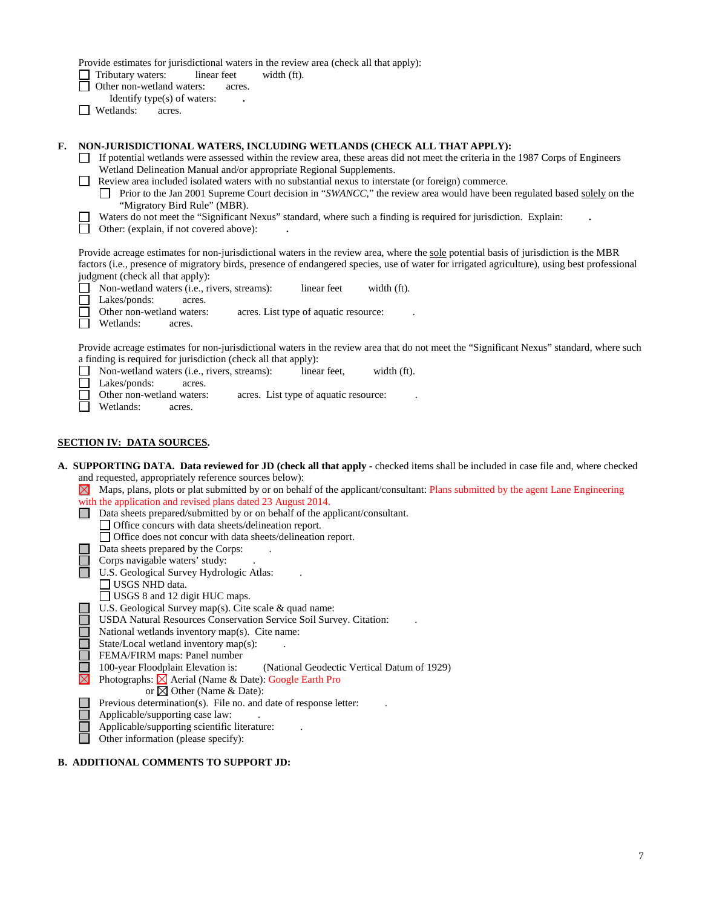Provide estimates for jurisdictional waters in the review area (check all that apply):

- ☐ Tributary waters: linear feet width (ft).
- ☐ Other non-wetland waters: acres.
  - Identify type(s) of waters: .
- ☐ Wetlands: acres.

**F. NON-JURISDICTIONAL WATERS, INCLUDING WETLANDS (CHECK ALL THAT APPLY):**

- ☐ If potential wetlands were assessed within the review area, these areas did not meet the criteria in the 1987 Corps of Engineers Wetland Delineation Manual and/or appropriate Regional Supplements.
- ☐ Review area included isolated waters with no substantial nexus to interstate (or foreign) commerce.
  - ☐ Prior to the Jan 2001 Supreme Court decision in "*SWANCC*," the review area would have been regulated based solely on the "Migratory Bird Rule" (MBR).
- ☐ Waters do not meet the "Significant Nexus" standard, where such a finding is required for jurisdiction. Explain: .
- ☐ Other: (explain, if not covered above): .

Provide acreage estimates for non-jurisdictional waters in the review area, where the sole potential basis of jurisdiction is the MBR factors (i.e., presence of migratory birds, presence of endangered species, use of water for irrigated agriculture), using best professional judgment (check all that apply):

- ☐ Non-wetland waters (i.e., rivers, streams): linear feet width (ft).
- ☐ Lakes/ponds: acres.
- ☐ Other non-wetland waters: acres. List type of aquatic resource: .
- ☐ Wetlands: acres.

Provide acreage estimates for non-jurisdictional waters in the review area that do not meet the "Significant Nexus" standard, where such a finding is required for jurisdiction (check all that apply):

- ☐ Non-wetland waters (i.e., rivers, streams): linear feet, width (ft).
- ☐ Lakes/ponds: acres.
- ☐ Other non-wetland waters: acres. List type of aquatic resource: .
- ☐ Wetlands: acres.

## SECTION IV: DATA SOURCES.

**A. SUPPORTING DATA. Data reviewed for JD (check all that apply** - checked items shall be included in case file and, where checked and requested, appropriately reference sources below):

- ☒ Maps, plans, plots or plat submitted by or on behalf of the applicant/consultant: Plans submitted by the agent Lane Engineering with the application and revised plans dated 23 August 2014.
- ☐ Data sheets prepared/submitted by or on behalf of the applicant/consultant.
  - ☐ Office concurs with data sheets/delineation report.
  - ☐ Office does not concur with data sheets/delineation report.
- ☐ Data sheets prepared by the Corps: .
- ☐ Corps navigable waters' study: .
- ☐ U.S. Geological Survey Hydrologic Atlas: .
  - ☐ USGS NHD data.
  - ☐ USGS 8 and 12 digit HUC maps.
- ☐ U.S. Geological Survey map(s). Cite scale & quad name:
- ☐ USDA Natural Resources Conservation Service Soil Survey. Citation: .
- ☐ National wetlands inventory map(s). Cite name:
- ☐ State/Local wetland inventory map(s): .
- ☐ FEMA/FIRM maps: Panel number
- ☐ 100-year Floodplain Elevation is: (National Geodectic Vertical Datum of 1929)
- ☒ Photographs: ☒ Aerial (Name & Date): Google Earth Pro
  - or ☒ Other (Name & Date):
- ☐ Previous determination(s). File no. and date of response letter: .
- ☐ Applicable/supporting case law: .
- ☐ Applicable/supporting scientific literature: .
- ☐ Other information (please specify):

**B. ADDITIONAL COMMENTS TO SUPPORT JD:**